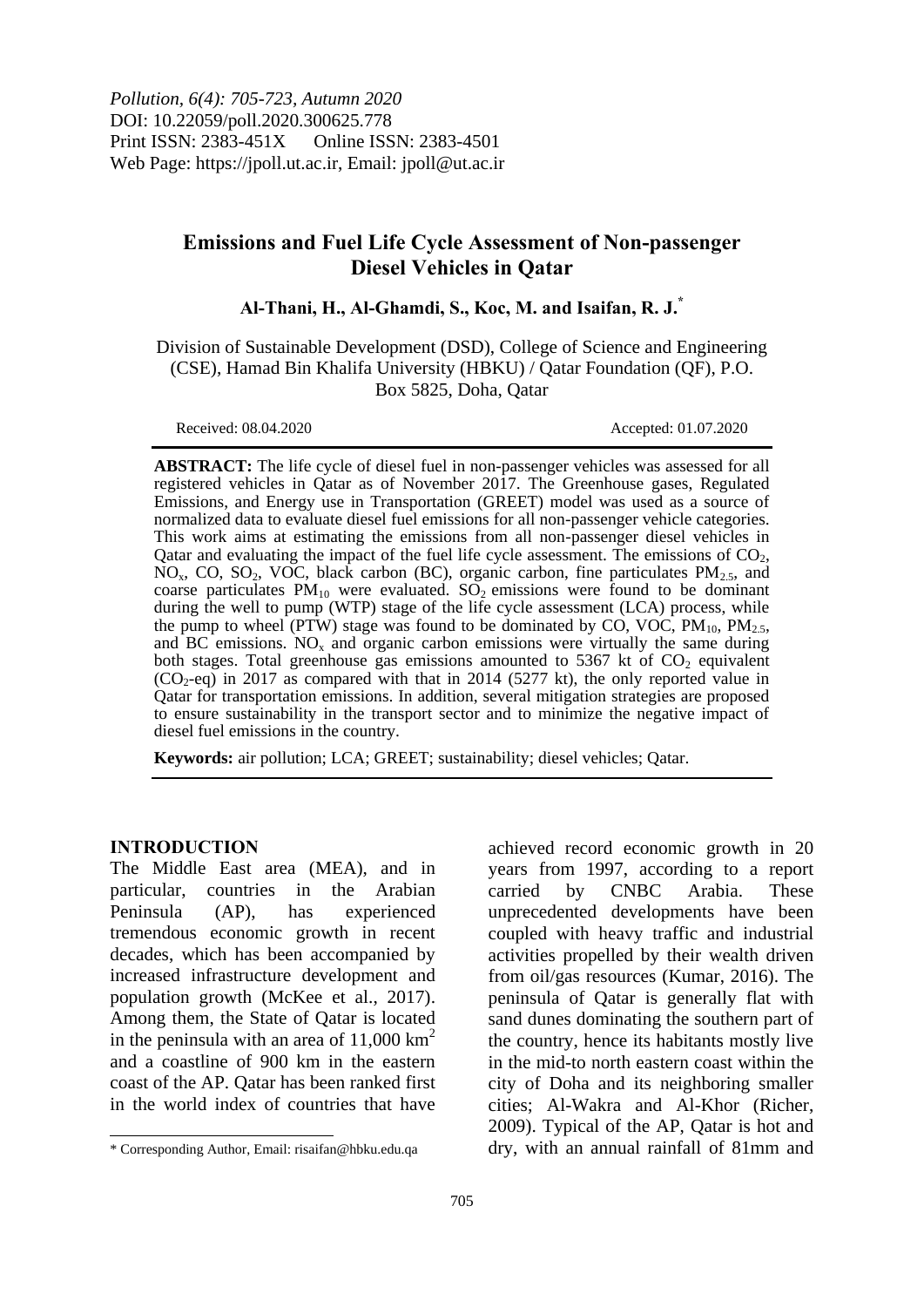*Pollution, 6(4): 705-723, Autumn 2020*
DOI: 10.22059/poll.2020.300625.778
Print ISSN: 2383-451X Online ISSN: 2383-4501
Web Page: https://jpoll.ut.ac.ir, Email: jpoll@ut.ac.ir

# Emissions and Fuel Life Cycle Assessment of Non-passenger Diesel Vehicles in Qatar

**Al-Thani, H., Al-Ghamdi, S., Koc, M. and Isaifan, R. J.***

Division of Sustainable Development (DSD), College of Science and Engineering (CSE), Hamad Bin Khalifa University (HBKU) / Qatar Foundation (QF), P.O. Box 5825, Doha, Qatar

Received: 08.04.2020 Accepted: 01.07.2020

**ABSTRACT:** The life cycle of diesel fuel in non-passenger vehicles was assessed for all registered vehicles in Qatar as of November 2017. The Greenhouse gases, Regulated Emissions, and Energy use in Transportation (GREET) model was used as a source of normalized data to evaluate diesel fuel emissions for all non-passenger vehicle categories. This work aims at estimating the emissions from all non-passenger diesel vehicles in Qatar and evaluating the impact of the fuel life cycle assessment. The emissions of $CO_2$, $NO_x$, CO, $SO_2$, VOC, black carbon (BC), organic carbon, fine particulates $PM_{2.5}$, and coarse particulates $PM_{10}$ were evaluated. $SO_2$ emissions were found to be dominant during the well to pump (WTP) stage of the life cycle assessment (LCA) process, while the pump to wheel (PTW) stage was found to be dominated by CO, VOC, $PM_{10}$, $PM_{2.5}$, and BC emissions. $NO_x$ and organic carbon emissions were virtually the same during both stages. Total greenhouse gas emissions amounted to 5367 kt of $CO_2$ equivalent ($CO_2$-eq) in 2017 as compared with that in 2014 (5277 kt), the only reported value in Qatar for transportation emissions. In addition, several mitigation strategies are proposed to ensure sustainability in the transport sector and to minimize the negative impact of diesel fuel emissions in the country.

**Keywords:** air pollution; LCA; GREET; sustainability; diesel vehicles; Qatar.

## INTRODUCTION

The Middle East area (MEA), and in particular, countries in the Arabian Peninsula (AP), has experienced tremendous economic growth in recent decades, which has been accompanied by increased infrastructure development and population growth (McKee et al., 2017). Among them, the State of Qatar is located in the peninsula with an area of 11,000 $km^2$ and a coastline of 900 km in the eastern coast of the AP. Qatar has been ranked first in the world index of countries that have achieved record economic growth in 20 years from 1997, according to a report carried by CNBC Arabia. These unprecedented developments have been coupled with heavy traffic and industrial activities propelled by their wealth driven from oil/gas resources (Kumar, 2016). The peninsula of Qatar is generally flat with sand dunes dominating the southern part of the country, hence its habitants mostly live in the mid-to north eastern coast within the city of Doha and its neighboring smaller cities; Al-Wakra and Al-Khor (Richer, 2009). Typical of the AP, Qatar is hot and dry, with an annual rainfall of 81mm and

\* Corresponding Author, Email: risaifan@hbku.edu.qa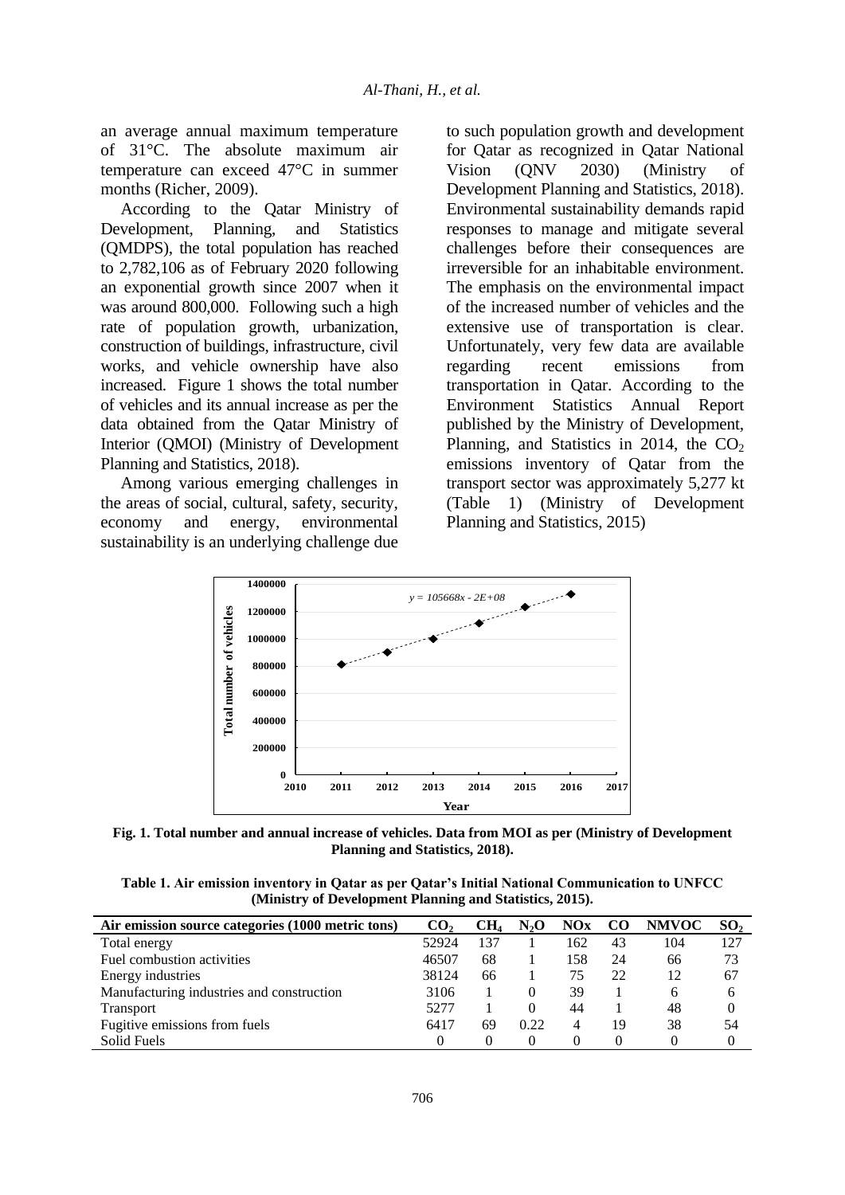an average annual maximum temperature of 31°C. The absolute maximum air temperature can exceed 47°C in summer months (Richer, 2009).

According to the Qatar Ministry of Development, Planning, and Statistics (QMDPS), the total population has reached to 2,782,106 as of February 2020 following an exponential growth since 2007 when it was around 800,000. Following such a high rate of population growth, urbanization, construction of buildings, infrastructure, civil works, and vehicle ownership have also increased. Figure 1 shows the total number of vehicles and its annual increase as per the data obtained from the Qatar Ministry of Interior (QMOI) (Ministry of Development Planning and Statistics, 2018).

Among various emerging challenges in the areas of social, cultural, safety, security, economy and energy, environmental sustainability is an underlying challenge due to such population growth and development for Qatar as recognized in Qatar National Vision (QNV 2030) (Ministry of Development Planning and Statistics, 2018). Environmental sustainability demands rapid responses to manage and mitigate several challenges before their consequences are irreversible for an inhabitable environment. The emphasis on the environmental impact of the increased number of vehicles and the extensive use of transportation is clear. Unfortunately, very few data are available regarding recent emissions from transportation in Qatar. According to the Environment Statistics Annual Report published by the Ministry of Development, Planning, and Statistics in 2014, the $CO_2$ emissions inventory of Qatar from the transport sector was approximately 5,277 kt (Table 1) (Ministry of Development Planning and Statistics, 2015)

**Fig. 1. Total number and annual increase of vehicles. Data from MOI as per (Ministry of Development Planning and Statistics, 2018).**

**Table 1. Air emission inventory in Qatar as per Qatar's Initial National Communication to UNFCC (Ministry of Development Planning and Statistics, 2015).**

| Air emission source categories (1000 metric tons) | $CO_2$ | $CH_4$ | $N_2O$ | NOx | CO | NMVOC | $SO_2$ |
|---|---|---|---|---|---|---|---|
| Total energy | 52924 | 137 | 1 | 162 | 43 | 104 | 127 |
| Fuel combustion activities | 46507 | 68 | 1 | 158 | 24 | 66 | 73 |
| Energy industries | 38124 | 66 | 1 | 75 | 22 | 12 | 67 |
| Manufacturing industries and construction | 3106 | 1 | 0 | 39 | 1 | 6 | 6 |
| Transport | 5277 | 1 | 0 | 44 | 1 | 48 | 0 |
| Fugitive emissions from fuels | 6417 | 69 | 0.22 | 4 | 19 | 38 | 54 |
| Solid Fuels | 0 | 0 | 0 | 0 | 0 | 0 | 0 |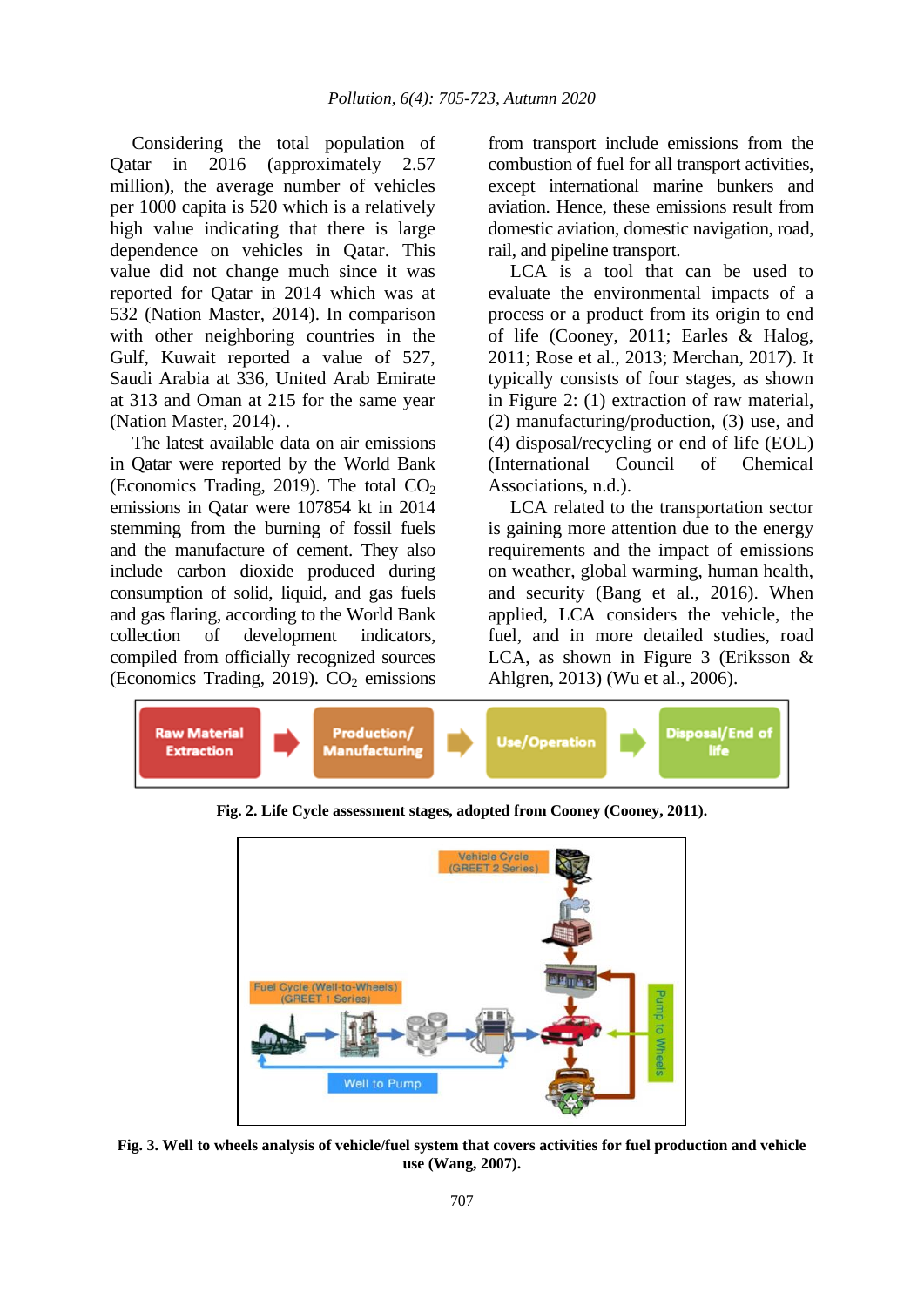Considering the total population of Qatar in 2016 (approximately 2.57 million), the average number of vehicles per 1000 capita is 520 which is a relatively high value indicating that there is large dependence on vehicles in Qatar. This value did not change much since it was reported for Qatar in 2014 which was at 532 (Nation Master, 2014). In comparison with other neighboring countries in the Gulf, Kuwait reported a value of 527, Saudi Arabia at 336, United Arab Emirate at 313 and Oman at 215 for the same year (Nation Master, 2014). .

The latest available data on air emissions in Qatar were reported by the World Bank (Economics Trading, 2019). The total $CO_2$ emissions in Qatar were 107854 kt in 2014 stemming from the burning of fossil fuels and the manufacture of cement. They also include carbon dioxide produced during consumption of solid, liquid, and gas fuels and gas flaring, according to the World Bank collection of development indicators, compiled from officially recognized sources (Economics Trading, 2019). $CO_2$ emissions from transport include emissions from the combustion of fuel for all transport activities, except international marine bunkers and aviation. Hence, these emissions result from domestic aviation, domestic navigation, road, rail, and pipeline transport.

LCA is a tool that can be used to evaluate the environmental impacts of a process or a product from its origin to end of life (Cooney, 2011; Earles & Halog, 2011; Rose et al., 2013; Merchan, 2017). It typically consists of four stages, as shown in Figure 2: (1) extraction of raw material, (2) disposal/recycling/production, (3) use, and (4) disposal/recycling or end of life (EOL) (International Council of Chemical Associations, n.d.).

LCA related to the transportation sector is gaining more attention due to the energy requirements and the impact of emissions on weather, global warming, human health, and security (Bang et al., 2016). When applied, LCA considers the vehicle, the fuel, and in more detailed studies, road LCA, as shown in Figure 3 (Eriksson & Ahlgren, 2013) (Wu et al., 2006).

Raw Material Extraction → Production/ Manufacturing → Use/Operation → Disposal/End of life

**Fig. 2. Life Cycle assessment stages, adopted from Cooney (Cooney, 2011).**

**Fig. 3. Well to wheels analysis of vehicle/fuel system that covers activities for fuel production and vehicle use (Wang, 2007).**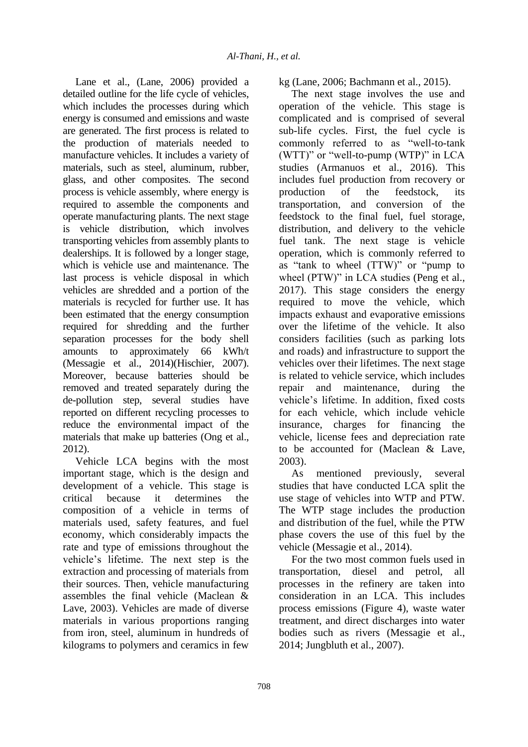Lane et al., (Lane, 2006) provided a detailed outline for the life cycle of vehicles, which includes the processes during which energy is consumed and emissions and waste are generated. The first process is related to the production of materials needed to manufacture vehicles. It includes a variety of materials, such as steel, aluminum, rubber, glass, and other composites. The second process is vehicle assembly, where energy is required to assemble the components and operate manufacturing plants. The next stage is vehicle distribution, which involves transporting vehicles from assembly plants to dealerships. It is followed by a longer stage, which is vehicle use and maintenance. The last process is vehicle disposal in which vehicles are shredded and a portion of the materials is recycled for further use. It has been estimated that the energy consumption required for shredding and the further separation processes for the body shell amounts to approximately 66 kWh/t (Messagie et al., 2014)(Hischier, 2007). Moreover, because batteries should be removed and treated separately during the de-pollution step, several studies have reported on different recycling processes to reduce the environmental impact of the materials that make up batteries (Ong et al., 2012).

Vehicle LCA begins with the most important stage, which is the design and development of a vehicle. This stage is critical because it determines the composition of a vehicle in terms of materials used, safety features, and fuel economy, which considerably impacts the rate and type of emissions throughout the vehicle's lifetime. The next step is the extraction and processing of materials from their sources. Then, vehicle manufacturing assembles the final vehicle (Maclean & Lave, 2003). Vehicles are made of diverse materials in various proportions ranging from iron, steel, aluminum in hundreds of kilograms to polymers and ceramics in few kg (Lane, 2006; Bachmann et al., 2015).

The next stage involves the use and operation of the vehicle. This stage is complicated and is comprised of several sub-life cycles. First, the fuel cycle is commonly referred to as "well-to-tank (WTT)" or "well-to-pump (WTP)" in LCA studies (Armanuos et al., 2016). This includes fuel production from recovery or production of the feedstock, its transportation, and conversion of the feedstock to the final fuel, fuel storage, distribution, and delivery to the vehicle fuel tank. The next stage is vehicle operation, which is commonly referred to as "tank to wheel (TTW)" or "pump to wheel (PTW)" in LCA studies (Peng et al., 2017). This stage considers the energy required to move the vehicle, which impacts exhaust and evaporative emissions over the lifetime of the vehicle. It also considers facilities (such as parking lots and roads) and infrastructure to support the vehicles over their lifetimes. The next stage is related to vehicle service, which includes repair and maintenance, during the vehicle's lifetime. In addition, fixed costs for each vehicle, which include vehicle insurance, charges for financing the vehicle, license fees and depreciation rate to be accounted for (Maclean & Lave, 2003).

As mentioned previously, several studies that have conducted LCA split the use stage of vehicles into WTP and PTW. The WTP stage includes the production and distribution of the fuel, while the PTW phase covers the use of this fuel by the vehicle (Messagie et al., 2014).

For the two most common fuels used in transportation, diesel and petrol, all processes in the refinery are taken into consideration in an LCA. This includes process emissions (Figure 4), waste water treatment, and direct discharges into water bodies such as rivers (Messagie et al., 2014; Jungbluth et al., 2007).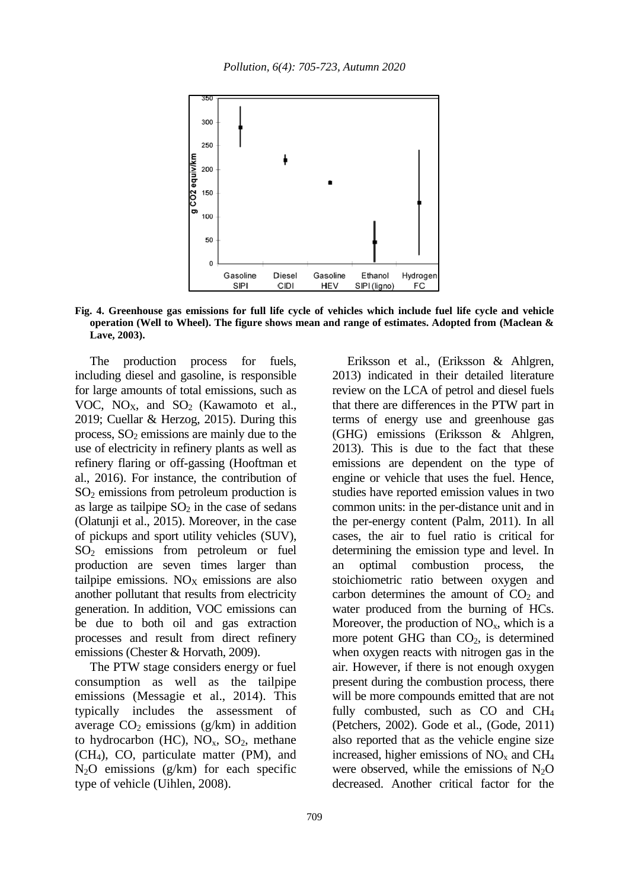**Fig. 4. Greenhouse gas emissions for full life cycle of vehicles which include fuel life cycle and vehicle operation (Well to Wheel). The figure shows mean and range of estimates. Adopted from (Maclean & Lave, 2003).**

The production process for fuels, including diesel and gasoline, is responsible for large amounts of total emissions, such as VOC, $NO_X$, and $SO_2$ (Kawamoto et al., 2019; Cuellar & Herzog, 2015). During this process, $SO_2$ emissions are mainly due to the use of electricity in refinery plants as well as refinery flaring or off-gassing (Hooftman et al., 2016). For instance, the contribution of $SO_2$ emissions from petroleum production is as large as tailpipe $SO_2$ in the case of sedans (Olatunji et al., 2015). Moreover, in the case of pickups and sport utility vehicles (SUV), $SO_2$ emissions from petroleum or fuel production are seven times larger than tailpipe emissions. $NO_X$ emissions are also another pollutant that results from electricity generation. In addition, VOC emissions can be due to both oil and gas extraction processes and result from direct refinery emissions (Chester & Horvath, 2009).

The PTW stage considers energy or fuel consumption as well as the tailpipe emissions (Messagie et al., 2014). This typically includes the assessment of average $CO_2$ emissions (g/km) in addition to hydrocarbon (HC), $NO_x$, $SO_2$, methane ($CH_4$), CO, particulate matter (PM), and $N_2O$ emissions (g/km) for each specific type of vehicle (Uihlen, 2008).

Eriksson et al., (Eriksson & Ahlgren, 2013) indicated in their detailed literature review on the LCA of petrol and diesel fuels that there are differences in the PTW part in terms of energy use and greenhouse gas (GHG) emissions (Eriksson & Ahlgren, 2013). This is due to the fact that these emissions are dependent on the type of engine or vehicle that uses the fuel. Hence, studies have reported emission values in two common units: in the per-distance unit and in the per-energy content (Palm, 2011). In all cases, the air to fuel ratio is critical for determining the emission type and level. In an optimal combustion process, the stoichiometric ratio between oxygen and carbon determines the amount of $CO_2$ and water produced from the burning of HCs. Moreover, the production of $NO_x$, which is a more potent GHG than $CO_2$, is determined when oxygen reacts with nitrogen gas in the air. However, if there is not enough oxygen present during the combustion process, there will be more compounds emitted that are not fully combusted, such as CO and $CH_4$ (Petchers, 2002). Gode et al., (Gode, 2011) also reported that as the vehicle engine size increased, higher emissions of $NO_x$ and $CH_4$ were observed, while the emissions of $N_2O$ decreased. Another critical factor for the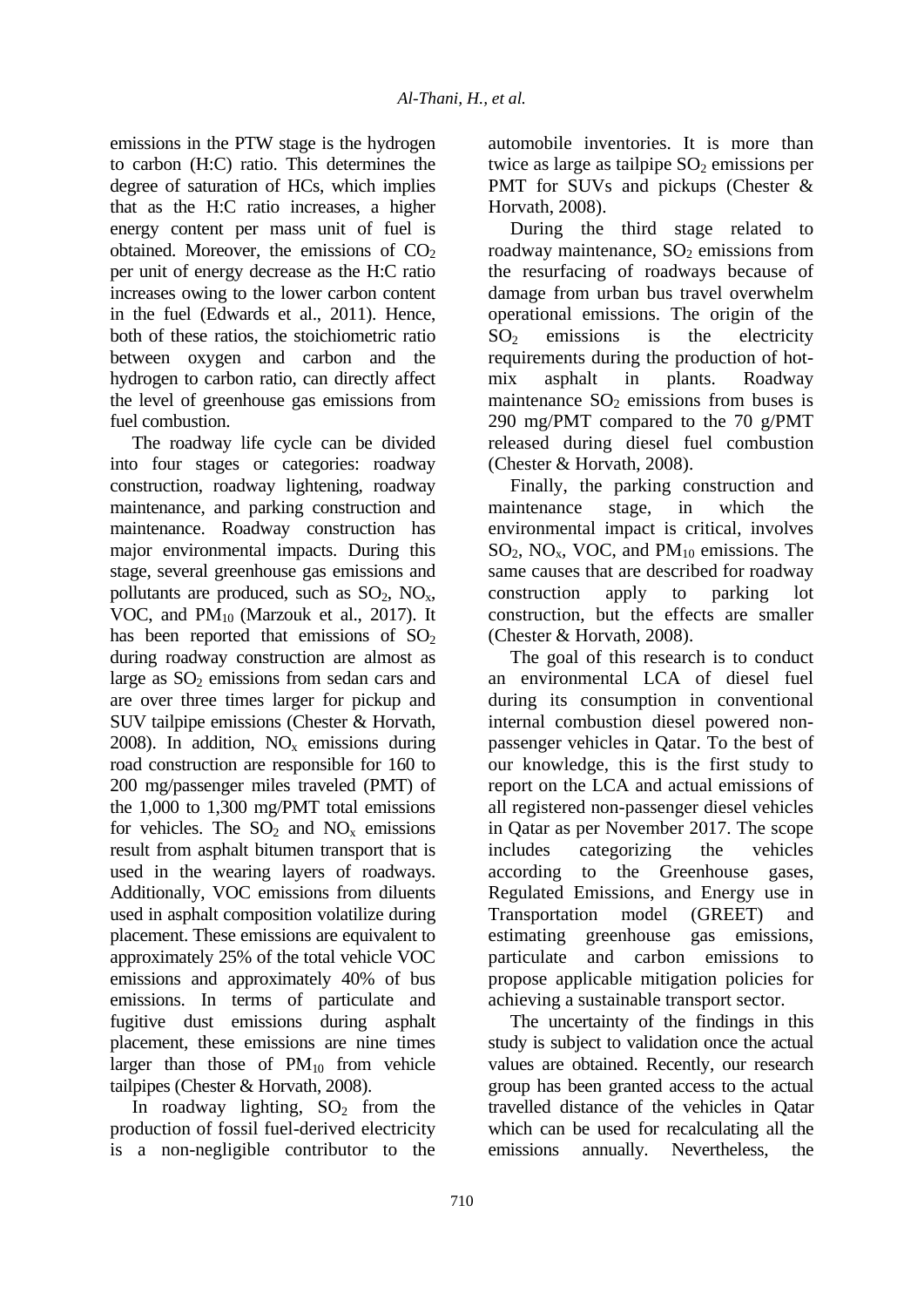emissions in the PTW stage is the hydrogen to carbon (H:C) ratio. This determines the degree of saturation of HCs, which implies that as the H:C ratio increases, a higher energy content per mass unit of fuel is obtained. Moreover, the emissions of $CO_2$ per unit of energy decrease as the H:C ratio increases owing to the lower carbon content in the fuel (Edwards et al., 2011). Hence, both of these ratios, the stoichiometric ratio between oxygen and carbon and the hydrogen to carbon ratio, can directly affect the level of greenhouse gas emissions from fuel combustion.

The roadway life cycle can be divided into four stages or categories: roadway construction, roadway lightening, roadway maintenance, and parking construction and maintenance. Roadway construction has major environmental impacts. During this stage, several greenhouse gas emissions and pollutants are produced, such as $SO_2$, $NO_x$, VOC, and $PM_{10}$ (Marzouk et al., 2017). It has been reported that emissions of $SO_2$ during roadway construction are almost as large as $SO_2$ emissions from sedan cars and are over three times larger for pickup and SUV tailpipe emissions (Chester & Horvath, 2008). In addition, $NO_x$ emissions during road construction are responsible for 160 to 200 mg/passenger miles traveled (PMT) of the 1,000 to 1,300 mg/PMT total emissions for vehicles. The $SO_2$ and $NO_x$ emissions result from asphalt bitumen transport that is used in the wearing layers of roadways. Additionally, VOC emissions from diluents used in asphalt composition volatilize during placement. These emissions are equivalent to approximately 25% of the total vehicle VOC emissions and approximately 40% of bus emissions. In terms of particulate and fugitive dust emissions during asphalt placement, these emissions are nine times larger than those of $PM_{10}$ from vehicle tailpipes (Chester & Horvath, 2008).

In roadway lighting, $SO_2$ from the production of fossil fuel-derived electricity is a non-negligible contributor to the automobile inventories. It is more than twice as large as tailpipe $SO_2$ emissions per PMT for SUVs and pickups (Chester & Horvath, 2008).

During the third stage related to roadway maintenance, $SO_2$ emissions from the resurfacing of roadways because of damage from urban bus travel overwhelm operational emissions. The origin of the $SO_2$ emissions is the electricity requirements during the production of hot-mix asphalt in plants. Roadway maintenance $SO_2$ emissions from buses is 290 mg/PMT compared to the 70 g/PMT released during diesel fuel combustion (Chester & Horvath, 2008).

Finally, the parking construction and maintenance stage, in which the environmental impact is critical, involves $SO_2$, $NO_x$, VOC, and $PM_{10}$ emissions. The same causes that are described for roadway construction apply to parking lot construction, but the effects are smaller (Chester & Horvath, 2008).

The goal of this research is to conduct an environmental LCA of diesel fuel during its consumption in conventional internal combustion diesel powered non-passenger vehicles in Qatar. To the best of our knowledge, this is the first study to report on the LCA and actual emissions of all registered non-passenger diesel vehicles in Qatar as per November 2017. The scope includes categorizing the vehicles according to the Greenhouse gases, Regulated Emissions, and Energy use in Transportation model (GREET) and estimating greenhouse gas emissions, particulate and carbon emissions to propose applicable mitigation policies for achieving a sustainable transport sector.

The uncertainty of the findings in this study is subject to validation once the actual values are obtained. Recently, our research group has been granted access to the actual travelled distance of the vehicles in Qatar which can be used for recalculating all the emissions annually. Nevertheless, the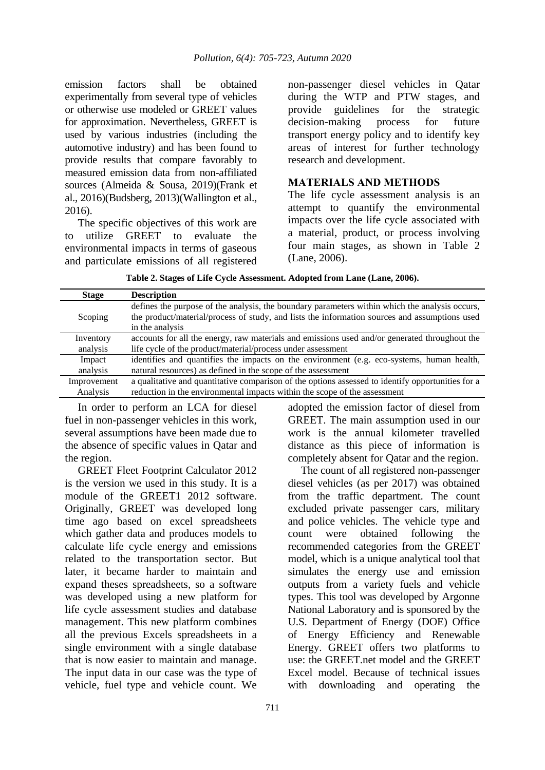emission factors shall be obtained experimentally from several type of vehicles or otherwise use modeled or GREET values for approximation. Nevertheless, GREET is used by various industries (including the automotive industry) and has been found to provide results that compare favorably to measured emission data from non-affiliated sources (Almeida & Sousa, 2019)(Frank et al., 2016)(Budsberg, 2013)(Wallington et al., 2016).

The specific objectives of this work are to utilize GREET to evaluate the environmental impacts in terms of gaseous and particulate emissions of all registered non-passenger diesel vehicles in Qatar during the WTP and PTW stages, and provide guidelines for the strategic decision-making process for future transport energy policy and to identify key areas of interest for further technology research and development.

## MATERIALS AND METHODS

The life cycle assessment analysis is an attempt to quantify the environmental impacts over the life cycle associated with a material, product, or process involving four main stages, as shown in Table 2 (Lane, 2006).

**Table 2. Stages of Life Cycle Assessment. Adopted from Lane (Lane, 2006).**

| Stage | Description |
|---|---|
| Scoping | defines the purpose of the analysis, the boundary parameters within which the analysis occurs, the product/material/process of study, and lists the information sources and assumptions used in the analysis |
| Inventory analysis | accounts for all the energy, raw materials and emissions used and/or generated throughout the life cycle of the product/material/process under assessment |
| Impact analysis | identifies and quantifies the impacts on the environment (e.g. eco-systems, human health, natural resources) as defined in the scope of the assessment |
| Improvement Analysis | a qualitative and quantitative comparison of the options assessed to identify opportunities for a reduction in the environmental impacts within the scope of the assessment |

In order to perform an LCA for diesel fuel in non-passenger vehicles in this work, several assumptions have been made due to the absence of specific values in Qatar and the region.

GREET Fleet Footprint Calculator 2012 is the version we used in this study. It is a module of the GREET1 2012 software. Originally, GREET was developed long time ago based on excel spreadsheets which gather data and produces models to calculate life cycle energy and emissions related to the transportation sector. But later, it became harder to maintain and expand theses spreadsheets, so a software was developed using a new platform for life cycle assessment studies and database management. This new platform combines all the previous Excels spreadsheets in a single environment with a single database that is now easier to maintain and manage. The input data in our case was the type of vehicle, fuel type and vehicle count. We adopted the emission factor of diesel from GREET. The main assumption used in our work is the annual kilometer travelled distance as this piece of information is completely absent for Qatar and the region.

The count of all registered non-passenger diesel vehicles (as per 2017) was obtained from the traffic department. The count excluded private passenger cars, military and police vehicles. The vehicle type and count were obtained following the recommended categories from the GREET model, which is a unique analytical tool that simulates the energy use and emission outputs from a variety fuels and vehicle types. This tool was developed by Argonne National Laboratory and is sponsored by the U.S. Department of Energy (DOE) Office of Energy Efficiency and Renewable Energy. GREET offers two platforms to use: the GREET.net model and the GREET Excel model. Because of technical issues with downloading and operating the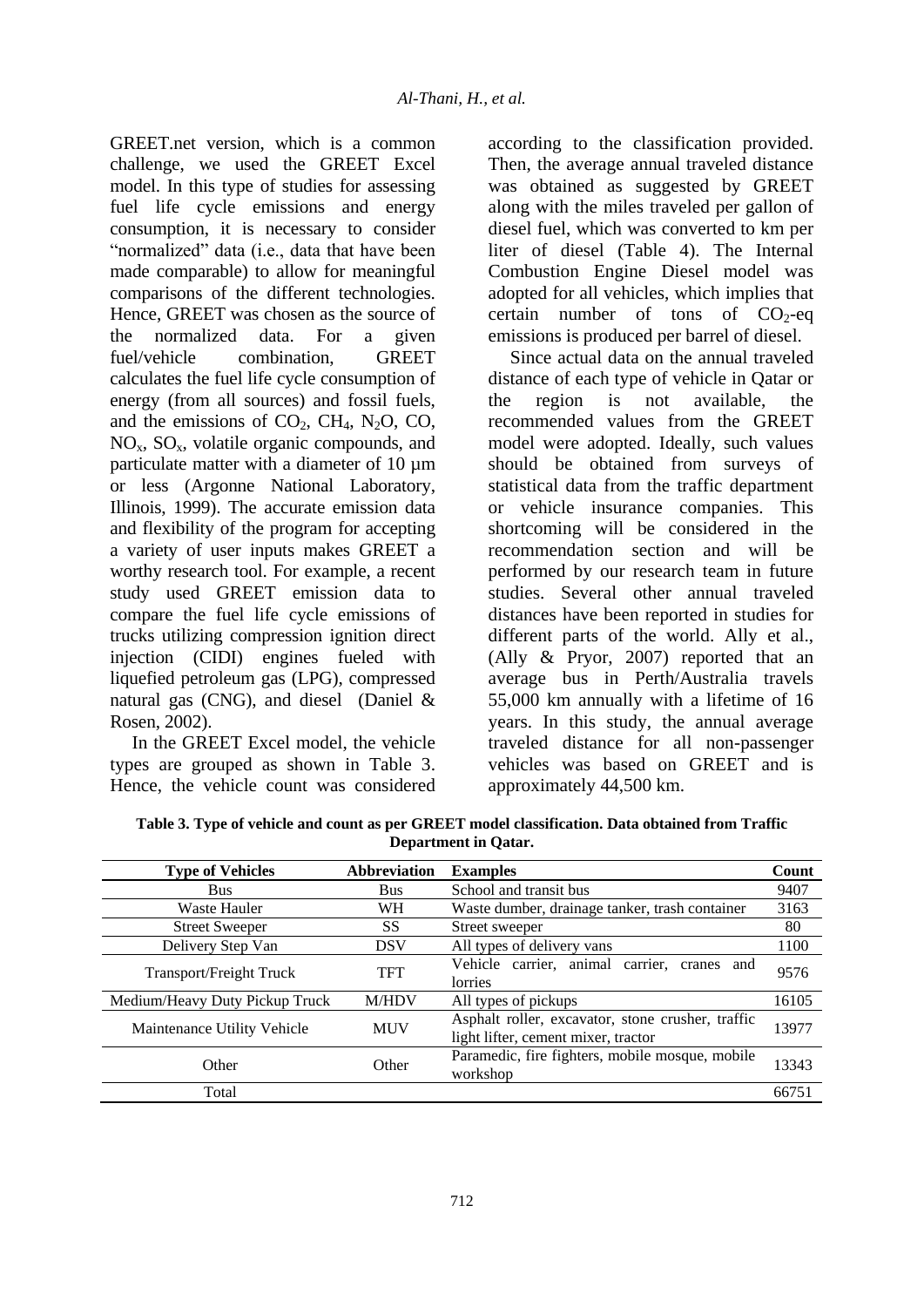GREET.net version, which is a common challenge, we used the GREET Excel model. In this type of studies for assessing fuel life cycle emissions and energy consumption, it is necessary to consider "normalized" data (i.e., data that have been made comparable) to allow for meaningful comparisons of the different technologies. Hence, GREET was chosen as the source of the normalized data. For a given fuel/vehicle combination, GREET calculates the fuel life cycle consumption of energy (from all sources) and fossil fuels, and the emissions of $CO_2$, $CH_4$, $N_2O$, CO, $NO_x$, $SO_x$, volatile organic compounds, and particulate matter with a diameter of 10 µm or less (Argonne National Laboratory, Illinois, 1999). The accurate emission data and flexibility of the program for accepting a variety of user inputs makes GREET a worthy research tool. For example, a recent study used GREET emission data to compare the fuel life cycle emissions of trucks utilizing compression ignition direct injection (CIDI) engines fueled with liquefied petroleum gas (LPG), compressed natural gas (CNG), and diesel (Daniel & Rosen, 2002).

In the GREET Excel model, the vehicle types are grouped as shown in Table 3. Hence, the vehicle count was considered according to the classification provided. Then, the average annual traveled distance was obtained as suggested by GREET along with the miles traveled per gallon of diesel fuel, which was converted to km per liter of diesel (Table 4). The Internal Combustion Engine Diesel model was adopted for all vehicles, which implies that certain number of tons of $CO_2$-eq emissions is produced per barrel of diesel.

Since actual data on the annual traveled distance of each type of vehicle in Qatar or the region is not available, the recommended values from the GREET model were adopted. Ideally, such values should be obtained from surveys of statistical data from the traffic department or vehicle insurance companies. This shortcoming will be considered in the recommendation section and will be performed by our research team in future studies. Several other annual traveled distances have been reported in studies for different parts of the world. Ally et al., (Ally & Pryor, 2007) reported that an average bus in Perth/Australia travels 55,000 km annually with a lifetime of 16 years. In this study, the annual average traveled distance for all non-passenger vehicles was based on GREET and is approximately 44,500 km.

**Table 3. Type of vehicle and count as per GREET model classification. Data obtained from Traffic Department in Qatar.**

| Type of Vehicles | Abbreviation | Examples | Count |
|---|---|---|---|
| Bus | Bus | School and transit bus | 9407 |
| Waste Hauler | WH | Waste dumber, drainage tanker, trash container | 3163 |
| Street Sweeper | SS | Street sweeper | 80 |
| Delivery Step Van | DSV | All types of delivery vans | 1100 |
| Transport/Freight Truck | TFT | Vehicle carrier, animal carrier, cranes and lorries | 9576 |
| Medium/Heavy Duty Pickup Truck | M/HDV | All types of pickups | 16105 |
| Maintenance Utility Vehicle | MUV | Asphalt roller, excavator, stone crusher, traffic light lifter, cement mixer, tractor | 13977 |
| Other | Other | Paramedic, fire fighters, mobile mosque, mobile workshop | 13343 |
| Total | | | 66751 |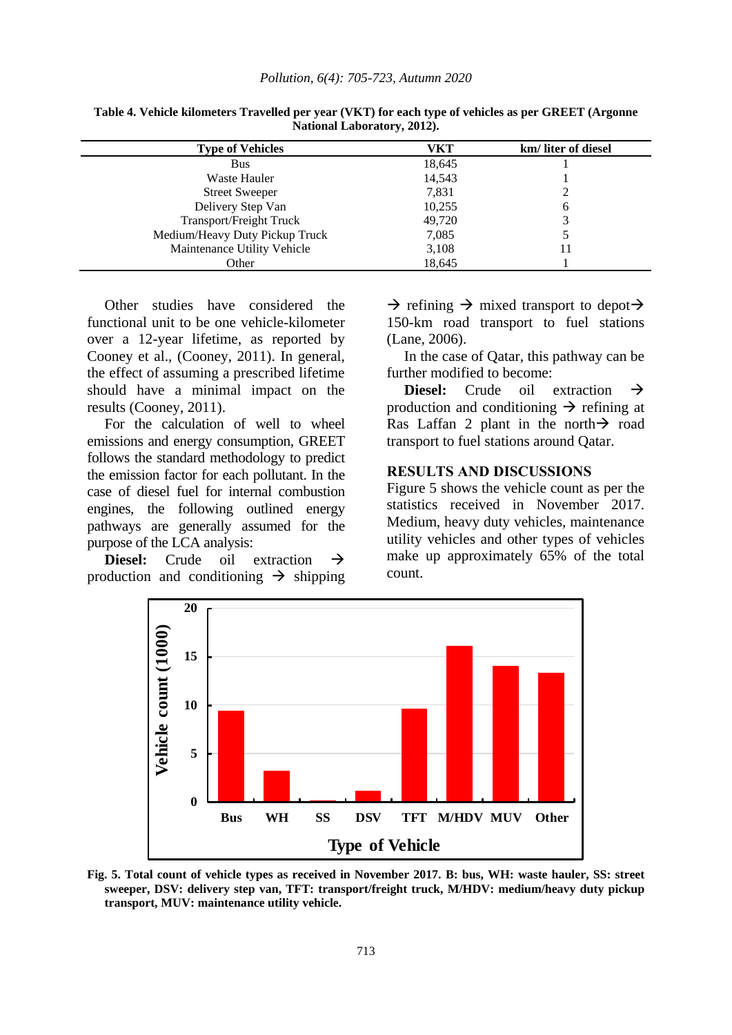**Table 4. Vehicle kilometers Travelled per year (VKT) for each type of vehicles as per GREET (Argonne National Laboratory, 2012).**

| Type of Vehicles | VKT | km/ liter of diesel |
|---|---|---|
| Bus | 18,645 | 1 |
| Waste Hauler | 14,543 | 1 |
| Street Sweeper | 7,831 | 2 |
| Delivery Step Van | 10,255 | 6 |
| Transport/Freight Truck | 49,720 | 3 |
| Medium/Heavy Duty Pickup Truck | 7,085 | 5 |
| Maintenance Utility Vehicle | 3,108 | 11 |
| Other | 18,645 | 1 |

Other studies have considered the functional unit to be one vehicle-kilometer over a 12-year lifetime, as reported by Cooney et al., (Cooney, 2011). In general, the effect of assuming a prescribed lifetime should have a minimal impact on the results (Cooney, 2011).

For the calculation of well to wheel emissions and energy consumption, GREET follows the standard methodology to predict the emission factor for each pollutant. In the case of diesel fuel for internal combustion engines, the following outlined energy pathways are generally assumed for the purpose of the LCA analysis:

**Diesel:** Crude oil extraction → production and conditioning → shipping → refining → mixed transport to depot→ 150-km road transport to fuel stations (Lane, 2006).

In the case of Qatar, this pathway can be further modified to become:

**Diesel:** Crude oil extraction → production and conditioning → refining at Ras Laffan 2 plant in the north→ road transport to fuel stations around Qatar.

## RESULTS AND DISCUSSIONS

Figure 5 shows the vehicle count as per the statistics received in November 2017. Medium, heavy duty vehicles, maintenance utility vehicles and other types of vehicles make up approximately 65% of the total count.

**Fig. 5. Total count of vehicle types as received in November 2017. B: bus, WH: waste hauler, SS: street sweeper, DSV: delivery step van, TFT: transport/freight truck, M/HDV: medium/heavy duty pickup transport, MUV: maintenance utility vehicle.**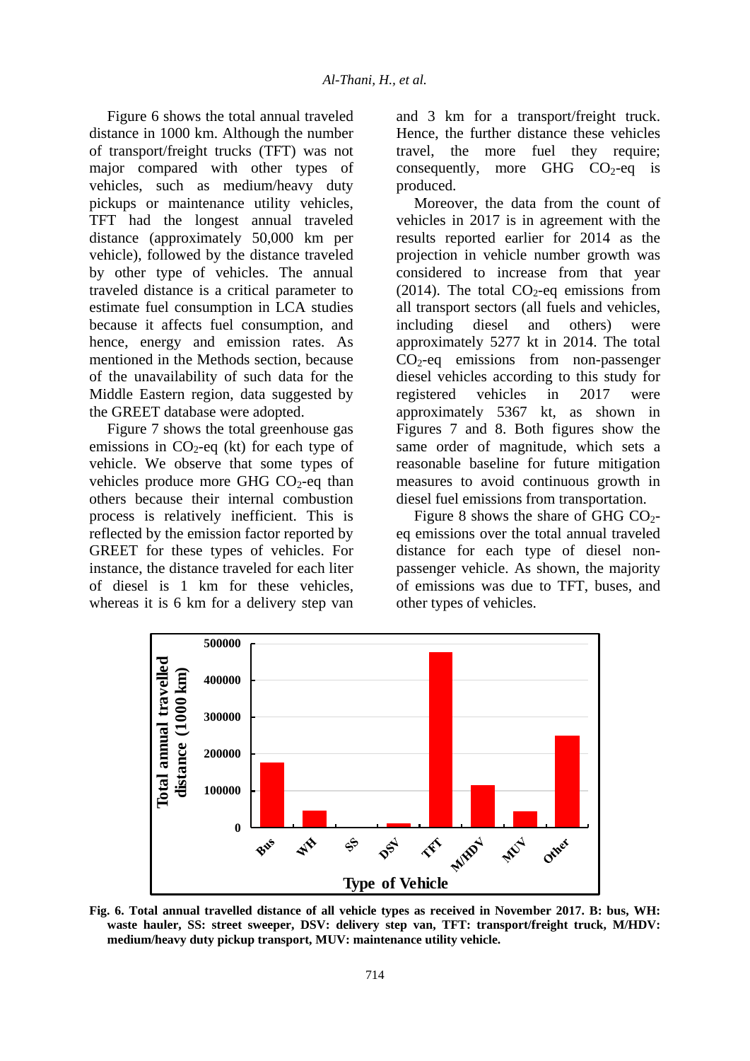Figure 6 shows the total annual traveled distance in 1000 km. Although the number of transport/freight trucks (TFT) was not major compared with other types of vehicles, such as medium/heavy duty pickups or maintenance utility vehicles, TFT had the longest annual traveled distance (approximately 50,000 km per vehicle), followed by the distance traveled by other type of vehicles. The annual traveled distance is a critical parameter to estimate fuel consumption in LCA studies because it affects fuel consumption, and hence, energy and emission rates. As mentioned in the Methods section, because of the unavailability of such data for the Middle Eastern region, data suggested by the GREET database were adopted.

Figure 7 shows the total greenhouse gas emissions in $CO_2$-eq (kt) for each type of vehicle. We observe that some types of vehicles produce more GHG $CO_2$-eq than others because their internal combustion process is relatively inefficient. This is reflected by the emission factor reported by GREET for these types of vehicles. For instance, the distance traveled for each liter of diesel is 1 km for these vehicles, whereas it is 6 km for a delivery step van and 3 km for a transport/freight truck. Hence, the further distance these vehicles travel, the more fuel they require; consequently, more GHG $CO_2$-eq is produced.

Moreover, the data from the count of vehicles in 2017 is in agreement with the results reported earlier for 2014 as the projection in vehicle number growth was considered to increase from that year (2014). The total $CO_2$-eq emissions from all transport sectors (all fuels and vehicles, including diesel and others) were approximately 5277 kt in 2014. The total $CO_2$-eq emissions from non-passenger diesel vehicles according to this study for registered vehicles in 2017 were approximately 5367 kt, as shown in Figures 7 and 8. Both figures show the same order of magnitude, which sets a reasonable baseline for future mitigation measures to avoid continuous growth in diesel fuel emissions from transportation.

Figure 8 shows the share of GHG $CO_2$-eq emissions over the total annual traveled distance for each type of diesel non-passenger vehicle. As shown, the majority of emissions was due to TFT, buses, and other types of vehicles.

**Fig. 6. Total annual travelled distance of all vehicle types as received in November 2017. B: bus, WH: waste hauler, SS: street sweeper, DSV: delivery step van, TFT: transport/freight truck, M/HDV: medium/heavy duty pickup transport, MUV: maintenance utility vehicle.**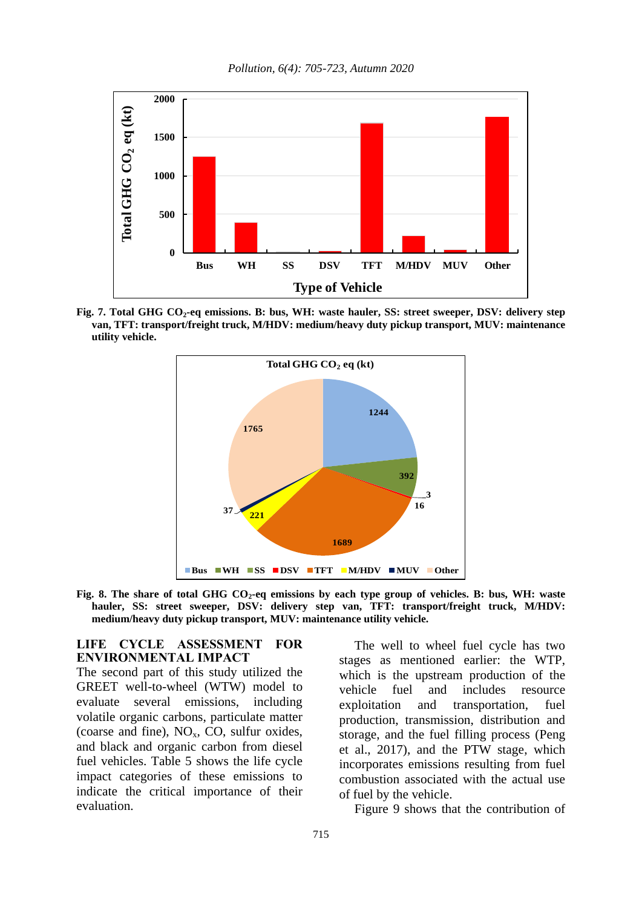Fig. 7. Total GHG $CO_2$-eq emissions. B: bus, WH: waste hauler, SS: street sweeper, DSV: delivery step van, TFT: transport/freight truck, M/HDV: medium/heavy duty pickup transport, MUV: maintenance utility vehicle.

Fig. 8. The share of total GHG $CO_2$-eq emissions by each type group of vehicles. B: bus, WH: waste hauler, SS: street sweeper, DSV: delivery step van, TFT: transport/freight truck, M/HDV: medium/heavy duty pickup transport, MUV: maintenance utility vehicle.

## LIFE CYCLE ASSESSMENT FOR ENVIRONMENTAL IMPACT

The second part of this study utilized the GREET well-to-wheel (WTW) model to evaluate several emissions, including volatile organic carbons, particulate matter (coarse and fine), $NO_x$, CO, sulfur oxides, and black and organic carbon from diesel fuel vehicles. Table 5 shows the life cycle impact categories of these emissions to indicate the critical importance of their evaluation.

The well to wheel fuel cycle has two stages as mentioned earlier: the WTP, which is the upstream production of the vehicle fuel and includes resource exploitation and transportation, fuel production, transmission, distribution and storage, and the fuel filling process (Peng et al., 2017), and the PTW stage, which incorporates emissions resulting from fuel combustion associated with the actual use of fuel by the vehicle.

Figure 9 shows that the contribution of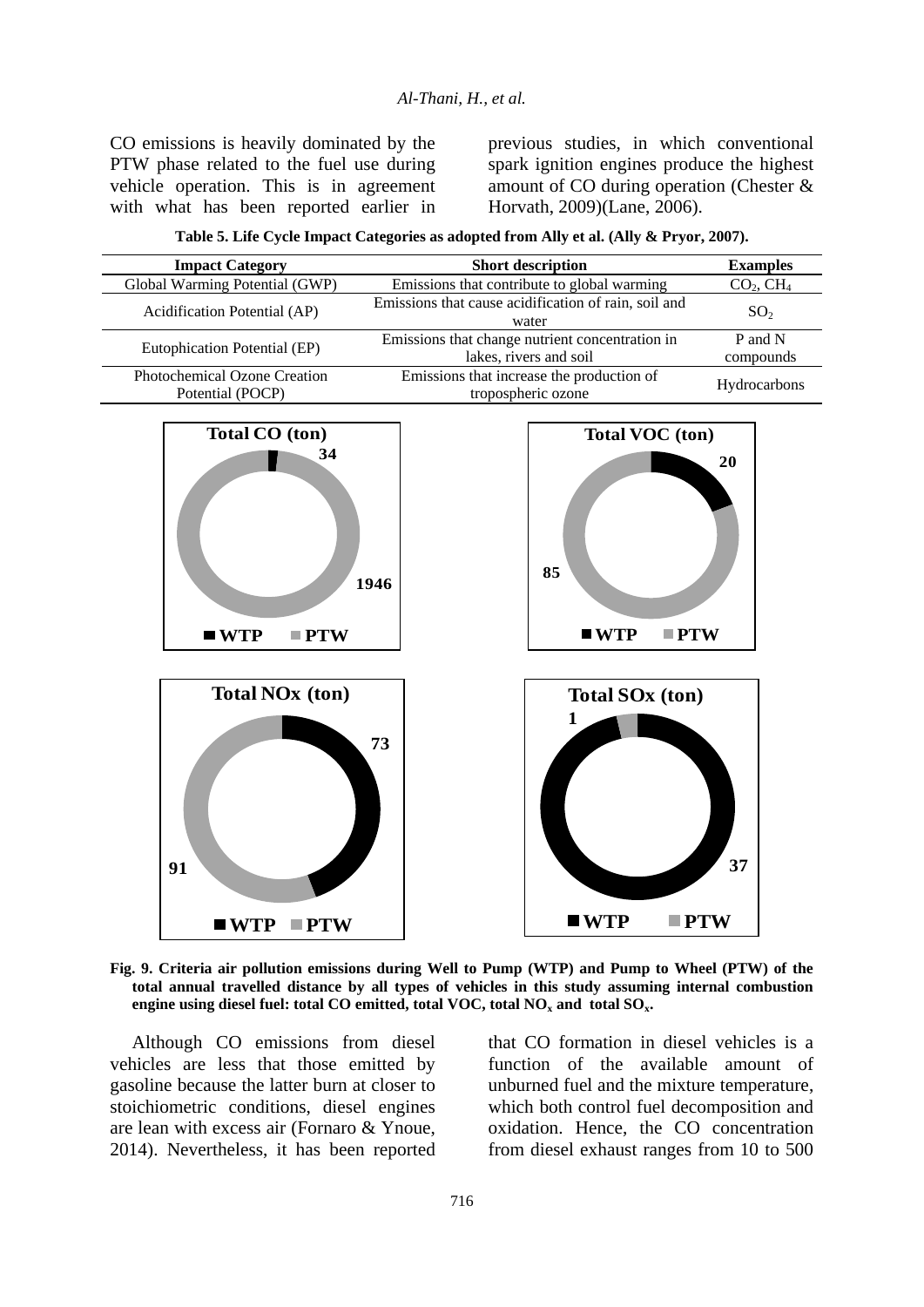CO emissions is heavily dominated by the PTW phase related to the fuel use during vehicle operation. This is in agreement with what has been reported earlier in previous studies, in which conventional spark ignition engines produce the highest amount of CO during operation (Chester & Horvath, 2009)(Lane, 2006).

**Table 5. Life Cycle Impact Categories as adopted from Ally et al. (Ally & Pryor, 2007).**

| Impact Category | Short description | Examples |
| --- | --- | --- |
| Global Warming Potential (GWP) | Emissions that contribute to global warming | $CO_2$, $CH_4$ |
| Acidification Potential (AP) | Emissions that cause acidification of rain, soil and water | $SO_2$ |
| Eutophication Potential (EP) | Emissions that change nutrient concentration in lakes, rivers and soil | P and N compounds |
| Photochemical Ozone Creation Potential (POCP) | Emissions that increase the production of tropospheric ozone | Hydrocarbons |

**Fig. 9. Criteria air pollution emissions during Well to Pump (WTP) and Pump to Wheel (PTW) of the total annual travelled distance by all types of vehicles in this study assuming internal combustion engine using diesel fuel: total CO emitted, total VOC, total $NO_x$ and total $SO_x$.**

Although CO emissions from diesel vehicles are less that those emitted by gasoline because the latter burn at closer to stoichiometric conditions, diesel engines are lean with excess air (Fornaro & Ynoue, 2014). Nevertheless, it has been reported that CO formation in diesel vehicles is a function of the available amount of unburned fuel and the mixture temperature, which both control fuel decomposition and oxidation. Hence, the CO concentration from diesel exhaust ranges from 10 to 500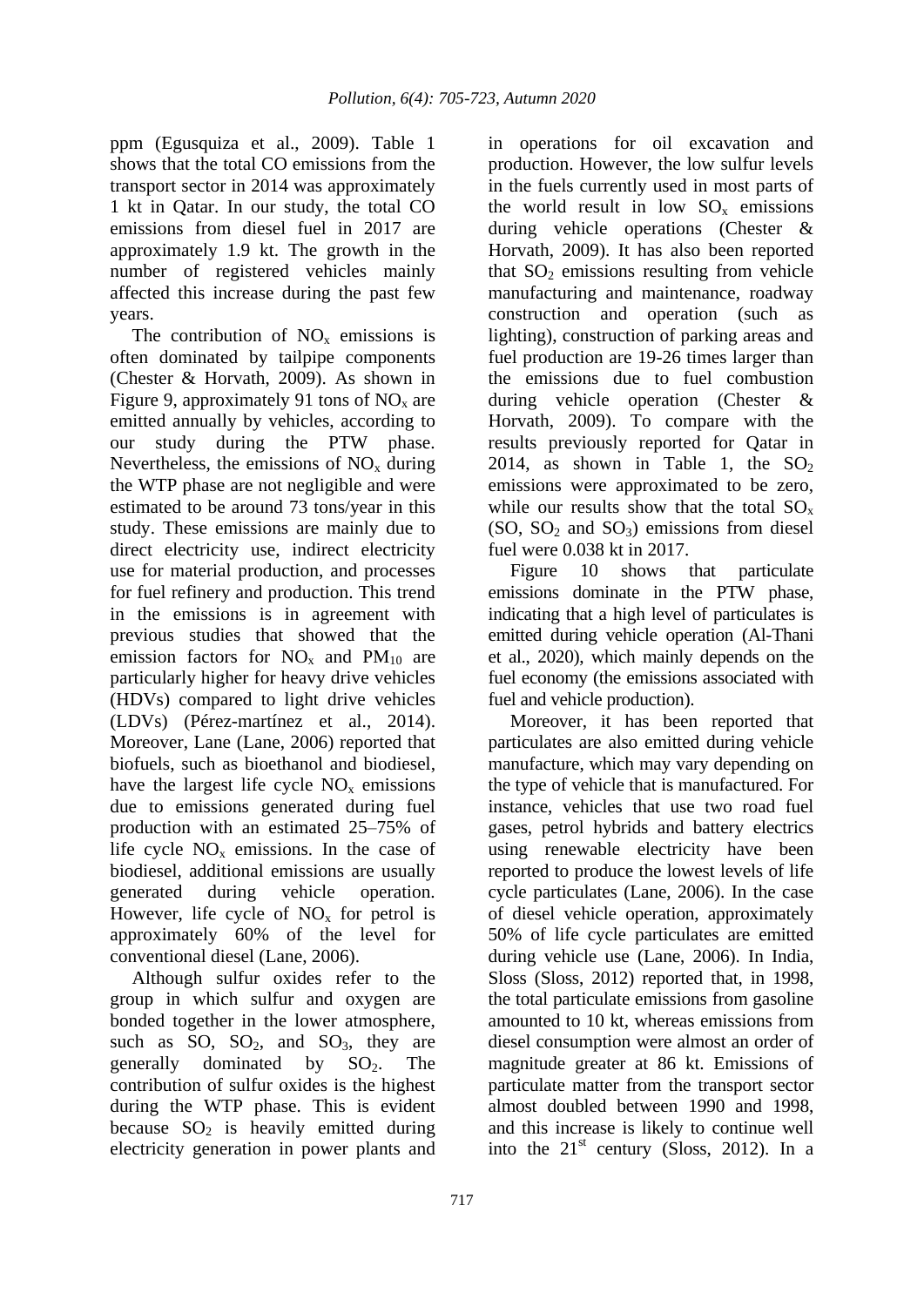ppm (Egusquiza et al., 2009). Table 1 shows that the total CO emissions from the transport sector in 2014 was approximately 1 kt in Qatar. In our study, the total CO emissions from diesel fuel in 2017 are approximately 1.9 kt. The growth in the number of registered vehicles mainly affected this increase during the past few years.

The contribution of $NO_x$ emissions is often dominated by tailpipe components (Chester & Horvath, 2009). As shown in Figure 9, approximately 91 tons of $NO_x$ are emitted annually by vehicles, according to our study during the PTW phase. Nevertheless, the emissions of $NO_x$ during the WTP phase are not negligible and were estimated to be around 73 tons/year in this study. These emissions are mainly due to direct electricity use, indirect electricity use for material production, and processes for fuel refinery and production. This trend in the emissions is in agreement with previous studies that showed that the emission factors for $NO_x$ and $PM_{10}$ are particularly higher for heavy drive vehicles (HDVs) compared to light drive vehicles (LDVs) (Pérez-martínez et al., 2014). Moreover, Lane (Lane, 2006) reported that biofuels, such as bioethanol and biodiesel, have the largest life cycle $NO_x$ emissions due to emissions generated during fuel production with an estimated 25–75% of life cycle $NO_x$ emissions. In the case of biodiesel, additional emissions are usually generated during vehicle operation. However, life cycle of $NO_x$ for petrol is approximately 60% of the level for conventional diesel (Lane, 2006).

Although sulfur oxides refer to the group in which sulfur and oxygen are bonded together in the lower atmosphere, such as SO, $SO_2$, and $SO_3$, they are generally dominated by $SO_2$. The contribution of sulfur oxides is the highest during the WTP phase. This is evident because $SO_2$ is heavily emitted during electricity generation in power plants and in operations for oil excavation and production. However, the low sulfur levels in the fuels currently used in most parts of the world result in low $SO_x$ emissions during vehicle operations (Chester & Horvath, 2009). It has also been reported that $SO_2$ emissions resulting from vehicle manufacturing and maintenance, roadway construction and operation (such as lighting), construction of parking areas and fuel production are 19-26 times larger than the emissions due to fuel combustion during vehicle operation (Chester & Horvath, 2009). To compare with the results previously reported for Qatar in 2014, as shown in Table 1, the $SO_2$ emissions were approximated to be zero, while our results show that the total $SO_x$ (SO, $SO_2$ and $SO_3$) emissions from diesel fuel were 0.038 kt in 2017.

Figure 10 shows that particulate emissions dominate in the PTW phase, indicating that a high level of particulates is emitted during vehicle operation (Al-Thani et al., 2020), which mainly depends on the fuel economy (the emissions associated with fuel and vehicle production).

Moreover, it has been reported that particulates are also emitted during vehicle manufacture, which may vary depending on the type of vehicle that is manufactured. For instance, vehicles that use two road fuel gases, petrol hybrids and battery electrics using renewable electricity have been reported to produce the lowest levels of life cycle particulates (Lane, 2006). In the case of diesel vehicle operation, approximately 50% of life cycle particulates are emitted during vehicle use (Lane, 2006). In India, Sloss (Sloss, 2012) reported that, in 1998, the total particulate emissions from gasoline amounted to 10 kt, whereas emissions from diesel consumption were almost an order of magnitude greater at 86 kt. Emissions of particulate matter from the transport sector almost doubled between 1990 and 1998, and this increase is likely to continue well into the 21st century (Sloss, 2012). In a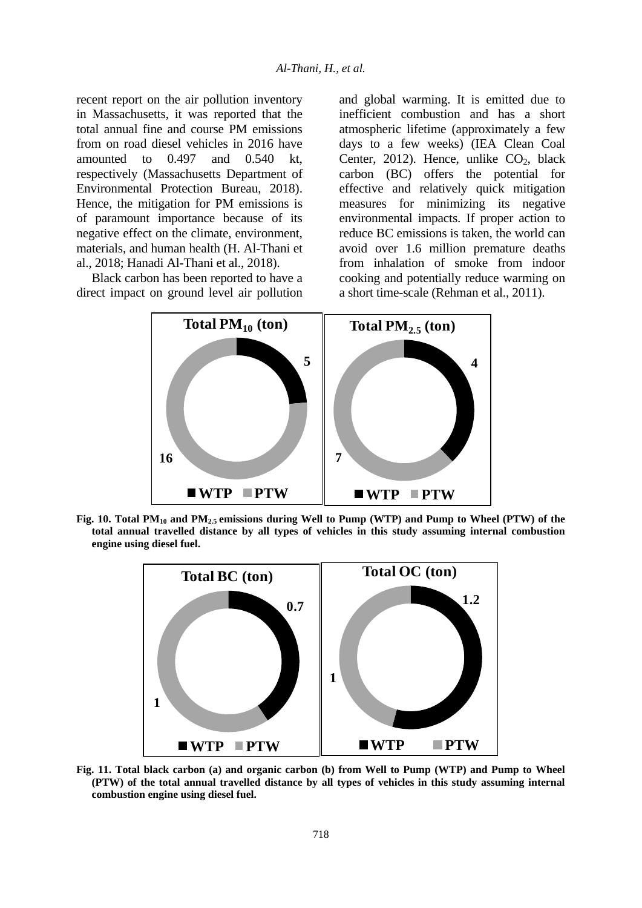recent report on the air pollution inventory in Massachusetts, it was reported that the total annual fine and course PM emissions from on road diesel vehicles in 2016 have amounted to 0.497 and 0.540 kt, respectively (Massachusetts Department of Environmental Protection Bureau, 2018). Hence, the mitigation for PM emissions is of paramount importance because of its negative effect on the climate, environment, materials, and human health (H. Al-Thani et al., 2018; Hanadi Al-Thani et al., 2018).

Black carbon has been reported to have a direct impact on ground level air pollution and global warming. It is emitted due to inefficient combustion and has a short atmospheric lifetime (approximately a few days to a few weeks) (IEA Clean Coal Center, 2012). Hence, unlike $CO_2$, black carbon (BC) offers the potential for effective and relatively quick mitigation measures for minimizing its negative environmental impacts. If proper action to reduce BC emissions is taken, the world can avoid over 1.6 million premature deaths from inhalation of smoke from indoor cooking and potentially reduce warming on a short time-scale (Rehman et al., 2011).

**Fig. 10. Total $PM_{10}$ and $PM_{2.5}$ emissions during Well to Pump (WTP) and Pump to Wheel (PTW) of the total annual travelled distance by all types of vehicles in this study assuming internal combustion engine using diesel fuel.**

**Fig. 11. Total black carbon (a) and organic carbon (b) from Well to Pump (WTP) and Pump to Wheel (PTW) of the total annual travelled distance by all types of vehicles in this study assuming internal combustion engine using diesel fuel.**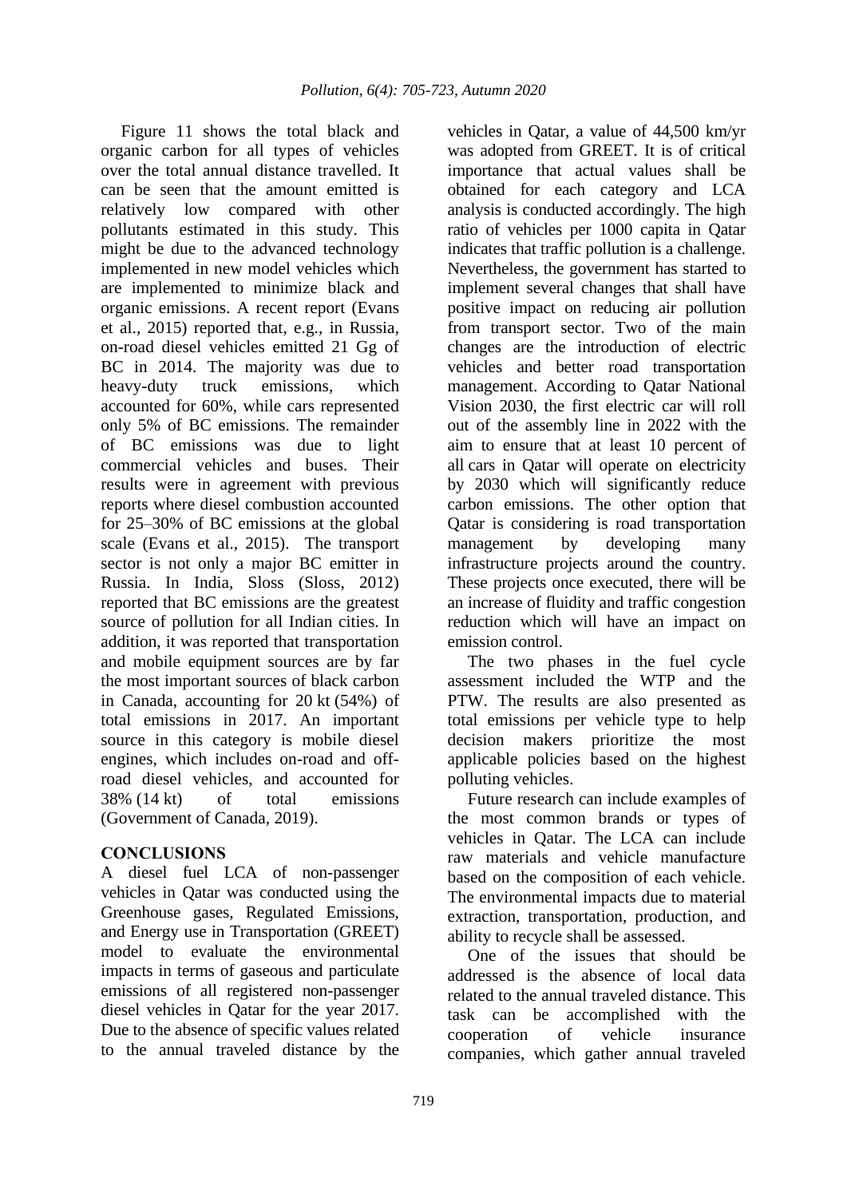Figure 11 shows the total black and organic carbon for all types of vehicles over the total annual distance travelled. It can be seen that the amount emitted is relatively low compared with other pollutants estimated in this study. This might be due to the advanced technology implemented in new model vehicles which are implemented to minimize black and organic emissions. A recent report (Evans et al., 2015) reported that, e.g., in Russia, on-road diesel vehicles emitted 21 Gg of BC in 2014. The majority was due to heavy-duty truck emissions, which accounted for 60%, while cars represented only 5% of BC emissions. The remainder of BC emissions was due to light commercial vehicles and buses. Their results were in agreement with previous reports where diesel combustion accounted for 25–30% of BC emissions at the global scale (Evans et al., 2015). The transport sector is not only a major BC emitter in Russia. In India, Sloss (Sloss, 2012) reported that BC emissions are the greatest source of pollution for all Indian cities. In addition, it was reported that transportation and mobile equipment sources are by far the most important sources of black carbon in Canada, accounting for 20 kt (54%) of total emissions in 2017. An important source in this category is mobile diesel engines, which includes on-road and off-road diesel vehicles, and accounted for 38% (14 kt) of total emissions (Government of Canada, 2019).

## CONCLUSIONS

A diesel fuel LCA of non-passenger vehicles in Qatar was conducted using the Greenhouse gases, Regulated Emissions, and Energy use in Transportation (GREET) model to evaluate the environmental impacts in terms of gaseous and particulate emissions of all registered non-passenger diesel vehicles in Qatar for the year 2017. Due to the absence of specific values related to the annual traveled distance by the vehicles in Qatar, a value of 44,500 km/yr was adopted from GREET. It is of critical importance that actual values shall be obtained for each category and LCA analysis is conducted accordingly. The high ratio of vehicles per 1000 capita in Qatar indicates that traffic pollution is a challenge. Nevertheless, the government has started to implement several changes that shall have positive impact on reducing air pollution from transport sector. Two of the main changes are the introduction of electric vehicles and better road transportation management. According to Qatar National Vision 2030, the first electric car will roll out of the assembly line in 2022 with the aim to ensure that at least 10 percent of all cars in Qatar will operate on electricity by 2030 which will significantly reduce carbon emissions. The other option that Qatar is considering is road transportation management by developing many infrastructure projects around the country. These projects once executed, there will be an increase of fluidity and traffic congestion reduction which will have an impact on emission control.

The two phases in the fuel cycle assessment included the WTP and the PTW. The results are also presented as total emissions per vehicle type to help decision makers prioritize the most applicable policies based on the highest polluting vehicles.

Future research can include examples of the most common brands or types of vehicles in Qatar. The LCA can include raw materials and vehicle manufacture based on the composition of each vehicle. The environmental impacts due to material extraction, transportation, production, and ability to recycle shall be assessed.

One of the issues that should be addressed is the absence of local data related to the annual traveled distance. This task can be accomplished with the cooperation of vehicle insurance companies, which gather annual traveled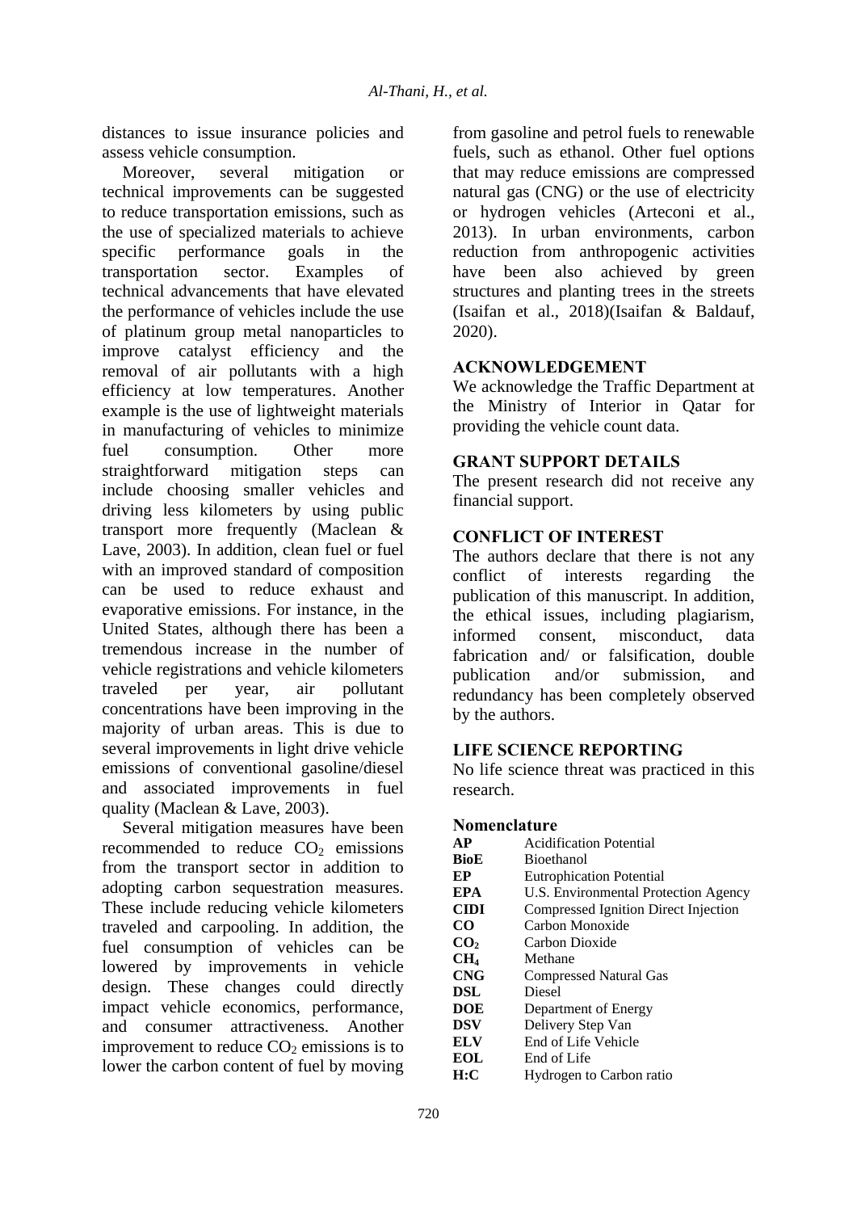distances to issue insurance policies and assess vehicle consumption.

Moreover, several mitigation or technical improvements can be suggested to reduce transportation emissions, such as the use of specialized materials to achieve specific performance goals in the transportation sector. Examples of technical advancements that have elevated the performance of vehicles include the use of platinum group metal nanoparticles to improve catalyst efficiency and the removal of air pollutants with a high efficiency at low temperatures. Another example is the use of lightweight materials in manufacturing of vehicles to minimize fuel consumption. Other more straightforward mitigation steps can include choosing smaller vehicles and driving less kilometers by using public transport more frequently (Maclean & Lave, 2003). In addition, clean fuel or fuel with an improved standard of composition can be used to reduce exhaust and evaporative emissions. For instance, in the United States, although there has been a tremendous increase in the number of vehicle registrations and vehicle kilometers traveled per year, air pollutant concentrations have been improving in the majority of urban areas. This is due to several improvements in light drive vehicle emissions of conventional gasoline/diesel and associated improvements in fuel quality (Maclean & Lave, 2003).

Several mitigation measures have been recommended to reduce $CO_2$ emissions from the transport sector in addition to adopting carbon sequestration measures. These include reducing vehicle kilometers traveled and carpooling. In addition, the fuel consumption of vehicles can be lowered by improvements in vehicle design. These changes could directly impact vehicle economics, performance, and consumer attractiveness. Another improvement to reduce $CO_2$ emissions is to lower the carbon content of fuel by moving from gasoline and petrol fuels to renewable fuels, such as ethanol. Other fuel options that may reduce emissions are compressed natural gas (CNG) or the use of electricity or hydrogen vehicles (Arteconi et al., 2013). In urban environments, carbon reduction from anthropogenic activities have been also achieved by green structures and planting trees in the streets (Isaifan et al., 2018)(Isaifan & Baldauf, 2020).

## ACKNOWLEDGEMENT

We acknowledge the Traffic Department at the Ministry of Interior in Qatar for providing the vehicle count data.

## GRANT SUPPORT DETAILS

The present research did not receive any financial support.

## CONFLICT OF INTEREST

The authors declare that there is not any conflict of interests regarding the publication of this manuscript. In addition, the ethical issues, including plagiarism, informed consent, misconduct, data fabrication and/ or falsification, double publication and/or submission, and redundancy has been completely observed by the authors.

## LIFE SCIENCE REPORTING

No life science threat was practiced in this research.

### Nomenclature

| | |
|---|---|
| **AP** | Acidification Potential |
| **BioE** | Bioethanol |
| **EP** | Eutrophication Potential |
| **EPA** | U.S. Environmental Protection Agency |
| **CIDI** | Compressed Ignition Direct Injection |
| **CO** | Carbon Monoxide |
| **$CO_2$** | Carbon Dioxide |
| **$CH_4$** | Methane |
| **CNG** | Compressed Natural Gas |
| **DSL** | Diesel |
| **DOE** | Department of Energy |
| **DSV** | Delivery Step Van |
| **ELV** | End of Life Vehicle |
| **EOL** | End of Life |
| **H:C** | Hydrogen to Carbon ratio |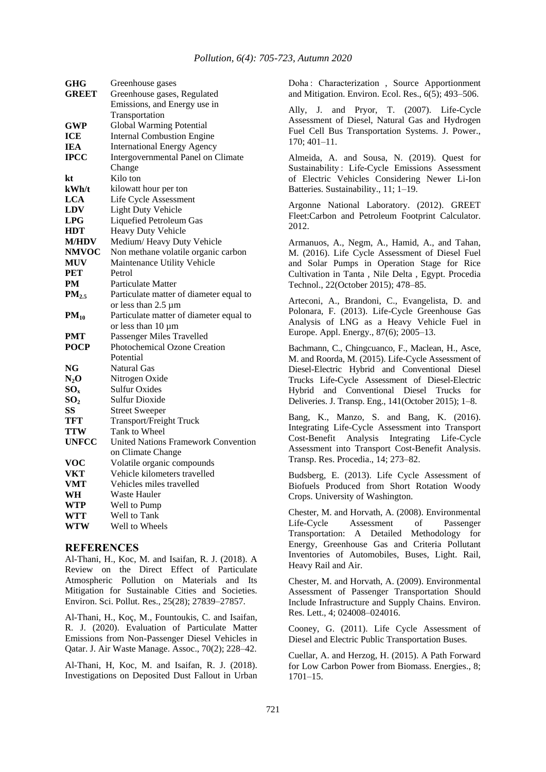| | |
|---|---|
| **GHG** | Greenhouse gases |
| **GREET** | Greenhouse gases, Regulated Emissions, and Energy use in Transportation |
| **GWP** | Global Warming Potential |
| **ICE** | Internal Combustion Engine |
| **IEA** | International Energy Agency |
| **IPCC** | Intergovernmental Panel on Climate Change |
| **kt** | Kilo ton |
| **kWh/t** | kilowatt hour per ton |
| **LCA** | Life Cycle Assessment |
| **LDV** | Light Duty Vehicle |
| **LPG** | Liquefied Petroleum Gas |
| **HDT** | Heavy Duty Vehicle |
| **M/HDV** | Medium/ Heavy Duty Vehicle |
| **NMVOC** | Non methane volatile organic carbon |
| **MUV** | Maintenance Utility Vehicle |
| **PET** | Petrol |
| **PM** | Particulate Matter |
| **$PM_{2.5}$** | Particulate matter of diameter equal to or less than 2.5 µm |
| **$PM_{10}$** | Particulate matter of diameter equal to or less than 10 µm |
| **PMT** | Passenger Miles Travelled |
| **POCP** | Photochemical Ozone Creation Potential |
| **NG** | Natural Gas |
| **$N_2O$** | Nitrogen Oxide |
| **$SO_x$** | Sulfur Oxides |
| **$SO_2$** | Sulfur Dioxide |
| **SS** | Street Sweeper |
| **TFT** | Transport/Freight Truck |
| **TTW** | Tank to Wheel |
| **UNFCC** | United Nations Framework Convention on Climate Change |
| **VOC** | Volatile organic compounds |
| **VKT** | Vehicle kilometers travelled |
| **VMT** | Vehicles miles travelled |
| **WH** | Waste Hauler |
| **WTP** | Well to Pump |
| **WTT** | Well to Tank |
| **WTW** | Well to Wheels |

## REFERENCES

Al-Thani, H., Koc, M. and Isaifan, R. J. (2018). A Review on the Direct Effect of Particulate Atmospheric Pollution on Materials and Its Mitigation for Sustainable Cities and Societies. Environ. Sci. Pollut. Res., 25(28); 27839–27857.

Al-Thani, H., Koç, M., Fountoukis, C. and Isaifan, R. J. (2020). Evaluation of Particulate Matter Emissions from Non-Passenger Diesel Vehicles in Qatar. J. Air Waste Manage. Assoc., 70(2); 228–42.

Al-Thani, H, Koc, M. and Isaifan, R. J. (2018). Investigations on Deposited Dust Fallout in Urban Doha : Characterization , Source Apportionment and Mitigation. Environ. Ecol. Res., 6(5); 493–506.

Ally, J. and Pryor, T. (2007). Life-Cycle Assessment of Diesel, Natural Gas and Hydrogen Fuel Cell Bus Transportation Systems. J. Power., 170; 401–11.

Almeida, A. and Sousa, N. (2019). Quest for Sustainability : Life-Cycle Emissions Assessment of Electric Vehicles Considering Newer Li-Ion Batteries. Sustainability., 11; 1–19.

Argonne National Laboratory. (2012). GREET Fleet:Carbon and Petroleum Footprint Calculator. 2012.

Armanuos, A., Negm, A., Hamid, A., and Tahan, M. (2016). Life Cycle Assessment of Diesel Fuel and Solar Pumps in Operation Stage for Rice Cultivation in Tanta , Nile Delta , Egypt. Procedia Technol., 22(October 2015); 478–85.

Arteconi, A., Brandoni, C., Evangelista, D. and Polonara, F. (2013). Life-Cycle Greenhouse Gas Analysis of LNG as a Heavy Vehicle Fuel in Europe. Appl. Energy., 87(6); 2005–13.

Bachmann, C., Chingcuanco, F., Maclean, H., Asce, M. and Roorda, M. (2015). Life-Cycle Assessment of Diesel-Electric Hybrid and Conventional Diesel Trucks Life-Cycle Assessment of Diesel-Electric Hybrid and Conventional Diesel Trucks for Deliveries. J. Transp. Eng., 141(October 2015); 1–8.

Bang, K., Manzo, S. and Bang, K. (2016). Integrating Life-Cycle Assessment into Transport Cost-Benefit Analysis Integrating Life-Cycle Assessment into Transport Cost-Benefit Analysis. Transp. Res. Procedia., 14; 273–82.

Budsberg, E. (2013). Life Cycle Assessment of Biofuels Produced from Short Rotation Woody Crops. University of Washington.

Chester, M. and Horvath, A. (2008). Environmental Life-Cycle Assessment of Passenger Transportation: A Detailed Methodology for Energy, Greenhouse Gas and Criteria Pollutant Inventories of Automobiles, Buses, Light. Rail, Heavy Rail and Air.

Chester, M. and Horvath, A. (2009). Environmental Assessment of Passenger Transportation Should Include Infrastructure and Supply Chains. Environ. Res. Lett., 4; 024008–024016.

Cooney, G. (2011). Life Cycle Assessment of Diesel and Electric Public Transportation Buses.

Cuellar, A. and Herzog, H. (2015). A Path Forward for Low Carbon Power from Biomass. Energies., 8; 1701–15.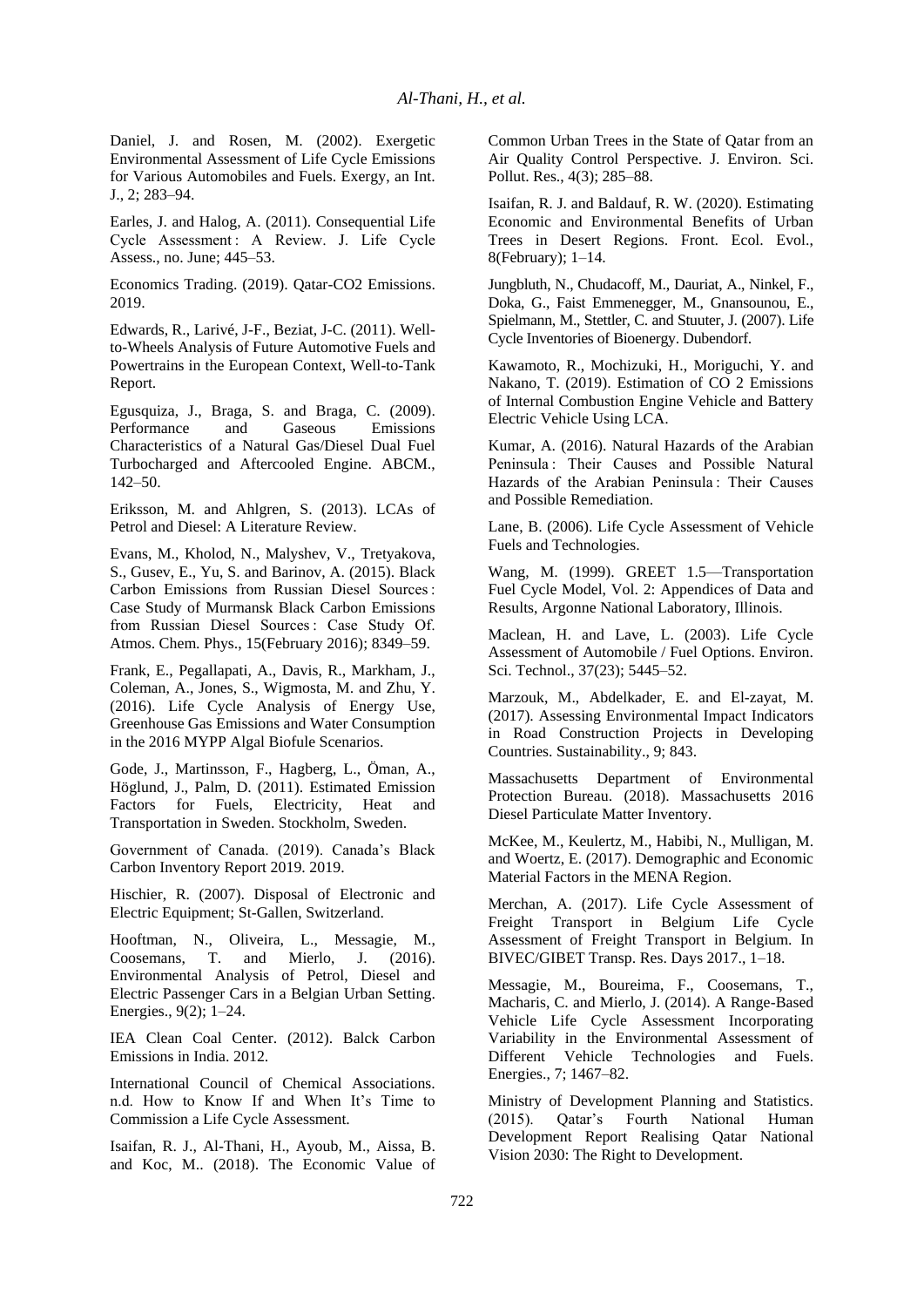Daniel, J. and Rosen, M. (2002). Exergetic Environmental Assessment of Life Cycle Emissions for Various Automobiles and Fuels. Exergy, an Int. J., 2; 283–94.

Earles, J. and Halog, A. (2011). Consequential Life Cycle Assessment : A Review. J. Life Cycle Assess., no. June; 445–53.

Economics Trading. (2019). Qatar-CO2 Emissions. 2019.

Edwards, R., Larivé, J-F., Beziat, J-C. (2011). Well-to-Wheels Analysis of Future Automotive Fuels and Powertrains in the European Context, Well-to-Tank Report.

Egusquiza, J., Braga, S. and Braga, C. (2009). Performance and Gaseous Emissions Characteristics of a Natural Gas/Diesel Dual Fuel Turbocharged and Aftercooled Engine. ABCM., 142–50.

Eriksson, M. and Ahlgren, S. (2013). LCAs of Petrol and Diesel: A Literature Review.

Evans, M., Kholod, N., Malyshev, V., Tretyakova, S., Gusev, E., Yu, S. and Barinov, A. (2015). Black Carbon Emissions from Russian Diesel Sources : Case Study of Murmansk Black Carbon Emissions from Russian Diesel Sources : Case Study Of. Atmos. Chem. Phys., 15(February 2016); 8349–59.

Frank, E., Pegallapati, A., Davis, R., Markham, J., Coleman, A., Jones, S., Wigmosta, M. and Zhu, Y. (2016). Life Cycle Analysis of Energy Use, Greenhouse Gas Emissions and Water Consumption in the 2016 MYPP Algal Biofule Scenarios.

Gode, J., Martinsson, F., Hagberg, L., Öman, A., Höglund, J., Palm, D. (2011). Estimated Emission Factors for Fuels, Electricity, Heat and Transportation in Sweden. Stockholm, Sweden.

Government of Canada. (2019). Canada's Black Carbon Inventory Report 2019. 2019.

Hischier, R. (2007). Disposal of Electronic and Electric Equipment; St-Gallen, Switzerland.

Hooftman, N., Oliveira, L., Messagie, M., Coosemans, T. and Mierlo, J. (2016). Environmental Analysis of Petrol, Diesel and Electric Passenger Cars in a Belgian Urban Setting. Energies., 9(2); 1–24.

IEA Clean Coal Center. (2012). Balck Carbon Emissions in India. 2012.

International Council of Chemical Associations. n.d. How to Know If and When It's Time to Commission a Life Cycle Assessment.

Isaifan, R. J., Al-Thani, H., Ayoub, M., Aissa, B. and Koc, M.. (2018). The Economic Value of Common Urban Trees in the State of Qatar from an Air Quality Control Perspective. J. Environ. Sci. Pollut. Res., 4(3); 285–88.

Isaifan, R. J. and Baldauf, R. W. (2020). Estimating Economic and Environmental Benefits of Urban Trees in Desert Regions. Front. Ecol. Evol., 8(February); 1–14.

Jungbluth, N., Chudacoff, M., Dauriat, A., Ninkel, F., Doka, G., Faist Emmenegger, M., Gnansounou, E., Spielmann, M., Stettler, C. and Stuuter, J. (2007). Life Cycle Inventories of Bioenergy. Dubendorf.

Kawamoto, R., Mochizuki, H., Moriguchi, Y. and Nakano, T. (2019). Estimation of CO 2 Emissions of Internal Combustion Engine Vehicle and Battery Electric Vehicle Using LCA.

Kumar, A. (2016). Natural Hazards of the Arabian Peninsula : Their Causes and Possible Natural Hazards of the Arabian Peninsula : Their Causes and Possible Remediation.

Lane, B. (2006). Life Cycle Assessment of Vehicle Fuels and Technologies.

Wang, M. (1999). GREET 1.5—Transportation Fuel Cycle Model, Vol. 2: Appendices of Data and Results, Argonne National Laboratory, Illinois.

Maclean, H. and Lave, L. (2003). Life Cycle Assessment of Automobile / Fuel Options. Environ. Sci. Technol., 37(23); 5445–52.

Marzouk, M., Abdelkader, E. and El-zayat, M. (2017). Assessing Environmental Impact Indicators in Road Construction Projects in Developing Countries. Sustainability., 9; 843.

Massachusetts Department of Environmental Protection Bureau. (2018). Massachusetts 2016 Diesel Particulate Matter Inventory.

McKee, M., Keulertz, M., Habibi, N., Mulligan, M. and Woertz, E. (2017). Demographic and Economic Material Factors in the MENA Region.

Merchan, A. (2017). Life Cycle Assessment of Freight Transport in Belgium Life Cycle Assessment of Freight Transport in Belgium. In BIVEC/GIBET Transp. Res. Days 2017., 1–18.

Messagie, M., Boureima, F., Coosemans, T., Macharis, C. and Mierlo, J. (2014). A Range-Based Vehicle Life Cycle Assessment Incorporating Variability in the Environmental Assessment of Different Vehicle Technologies and Fuels. Energies., 7; 1467–82.

Ministry of Development Planning and Statistics. (2015). Qatar's Fourth National Human Development Report Realising Qatar National Vision 2030: The Right to Development.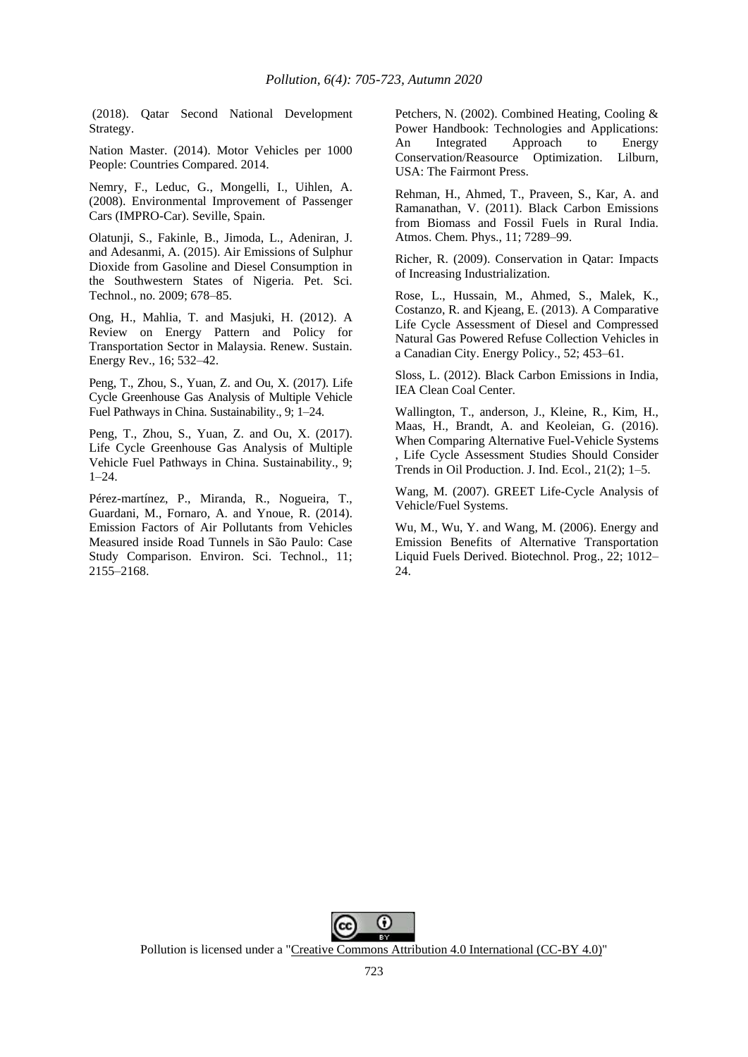(2018). Qatar Second National Development Strategy.

Nation Master. (2014). Motor Vehicles per 1000 People: Countries Compared. 2014.

Nemry, F., Leduc, G., Mongelli, I., Uihlen, A. (2008). Environmental Improvement of Passenger Cars (IMPRO-Car). Seville, Spain.

Olatunji, S., Fakinle, B., Jimoda, L., Adeniran, J. and Adesanmi, A. (2015). Air Emissions of Sulphur Dioxide from Gasoline and Diesel Consumption in the Southwestern States of Nigeria. Pet. Sci. Technol., no. 2009; 678–85.

Ong, H., Mahlia, T. and Masjuki, H. (2012). A Review on Energy Pattern and Policy for Transportation Sector in Malaysia. Renew. Sustain. Energy Rev., 16; 532–42.

Peng, T., Zhou, S., Yuan, Z. and Ou, X. (2017). Life Cycle Greenhouse Gas Analysis of Multiple Vehicle Fuel Pathways in China. Sustainability., 9; 1–24.

Peng, T., Zhou, S., Yuan, Z. and Ou, X. (2017). Life Cycle Greenhouse Gas Analysis of Multiple Vehicle Fuel Pathways in China. Sustainability., 9; 1–24.

Pérez-martínez, P., Miranda, R., Nogueira, T., Guardani, M., Fornaro, A. and Ynoue, R. (2014). Emission Factors of Air Pollutants from Vehicles Measured inside Road Tunnels in São Paulo: Case Study Comparison. Environ. Sci. Technol., 11; 2155–2168.

Petchers, N. (2002). Combined Heating, Cooling & Power Handbook: Technologies and Applications: An Integrated Approach to Energy Conservation/Reasource Optimization. Lilburn, USA: The Fairmont Press.

Rehman, H., Ahmed, T., Praveen, S., Kar, A. and Ramanathan, V. (2011). Black Carbon Emissions from Biomass and Fossil Fuels in Rural India. Atmos. Chem. Phys., 11; 7289–99.

Richer, R. (2009). Conservation in Qatar: Impacts of Increasing Industrialization.

Rose, L., Hussain, M., Ahmed, S., Malek, K., Costanzo, R. and Kjeang, E. (2013). A Comparative Life Cycle Assessment of Diesel and Compressed Natural Gas Powered Refuse Collection Vehicles in a Canadian City. Energy Policy., 52; 453–61.

Sloss, L. (2012). Black Carbon Emissions in India, IEA Clean Coal Center.

Wallington, T., anderson, J., Kleine, R., Kim, H., Maas, H., Brandt, A. and Keoleian, G. (2016). When Comparing Alternative Fuel-Vehicle Systems , Life Cycle Assessment Studies Should Consider Trends in Oil Production. J. Ind. Ecol., 21(2); 1–5.

Wang, M. (2007). GREET Life-Cycle Analysis of Vehicle/Fuel Systems.

Wu, M., Wu, Y. and Wang, M. (2006). Energy and Emission Benefits of Alternative Transportation Liquid Fuels Derived. Biotechnol. Prog., 22; 1012–24.

Pollution is licensed under a "Creative Commons Attribution 4.0 International (CC-BY 4.0)"